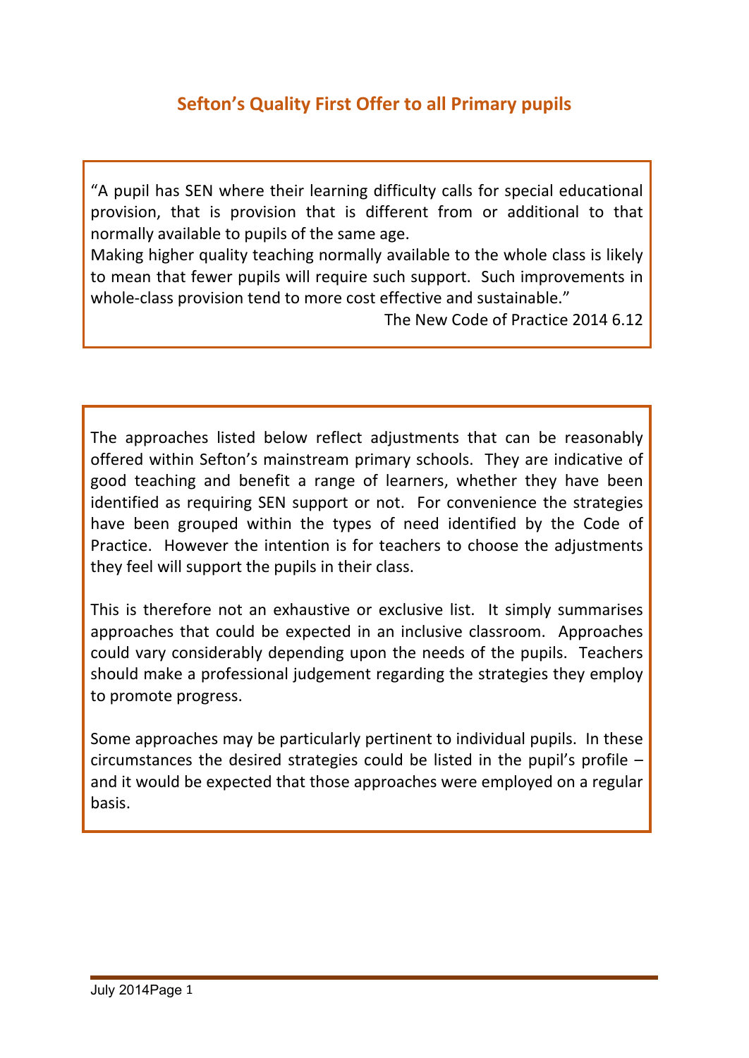# Sefton's Quality First Offer to all Primary pupils

> "A pupil has SEN where their learning difficulty calls for special educational provision, that is provision that is different from or additional to that normally available to pupils of the same age.
> Making higher quality teaching normally available to the whole class is likely to mean that fewer pupils will require such support. Such improvements in whole-class provision tend to more cost effective and sustainable."
>
> The New Code of Practice 2014 6.12

The approaches listed below reflect adjustments that can be reasonably offered within Sefton's mainstream primary schools. They are indicative of good teaching and benefit a range of learners, whether they have been identified as requiring SEN support or not. For convenience the strategies have been grouped within the types of need identified by the Code of Practice. However the intention is for teachers to choose the adjustments they feel will support the pupils in their class.

This is therefore not an exhaustive or exclusive list. It simply summarises approaches that could be expected in an inclusive classroom. Approaches could vary considerably depending upon the needs of the pupils. Teachers should make a professional judgement regarding the strategies they employ to promote progress.

Some approaches may be particularly pertinent to individual pupils. In these circumstances the desired strategies could be listed in the pupil's profile – and it would be expected that those approaches were employed on a regular basis.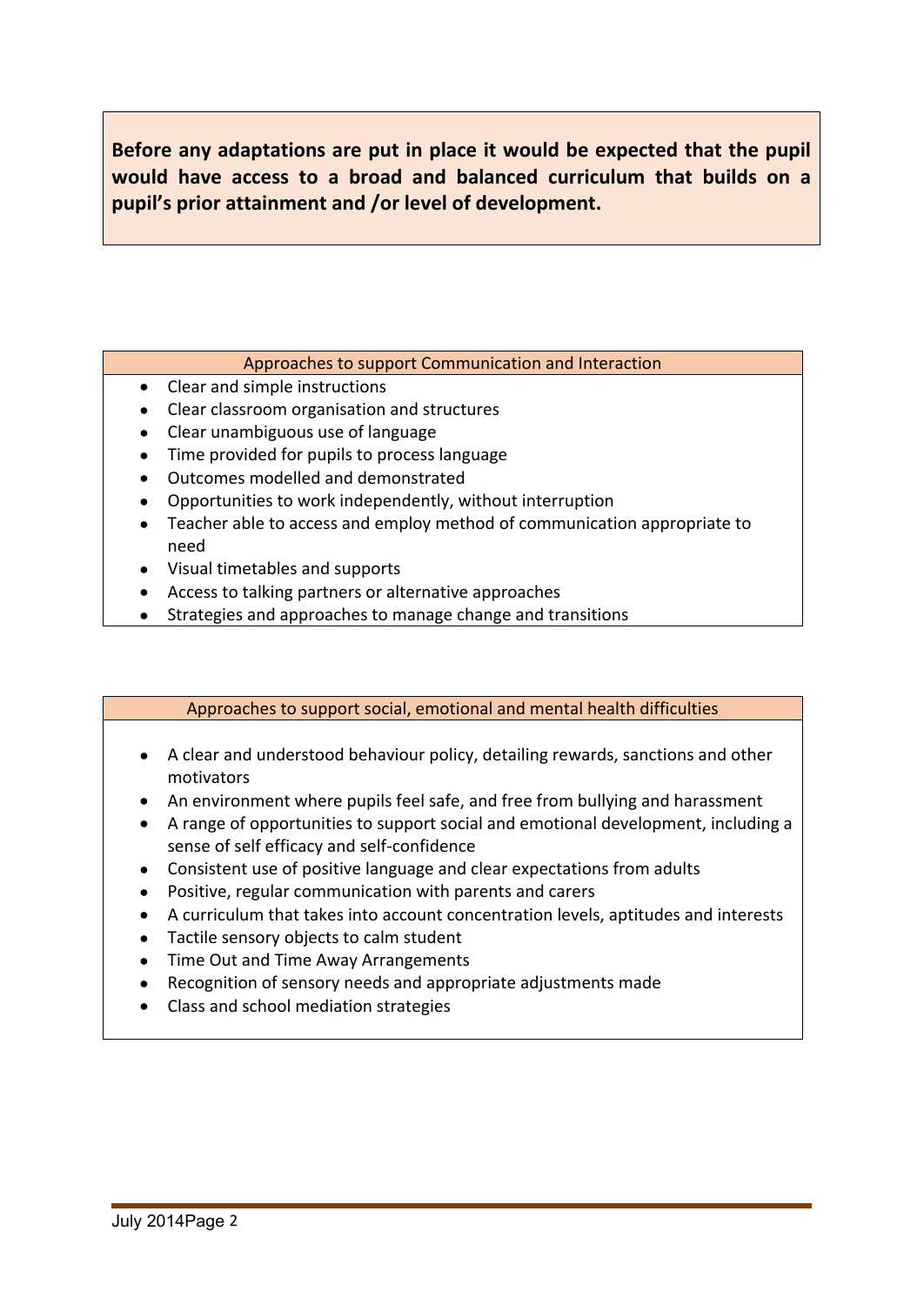**Before any adaptations are put in place it would be expected that the pupil would have access to a broad and balanced curriculum that builds on a pupil's prior attainment and /or level of development.**

### Approaches to support Communication and Interaction

- Clear and simple instructions
- Clear classroom organisation and structures
- Clear unambiguous use of language
- Time provided for pupils to process language
- Outcomes modelled and demonstrated
- Opportunities to work independently, without interruption
- Teacher able to access and employ method of communication appropriate to need
- Visual timetables and supports
- Access to talking partners or alternative approaches
- Strategies and approaches to manage change and transitions

### Approaches to support social, emotional and mental health difficulties

- A clear and understood behaviour policy, detailing rewards, sanctions and other motivators
- An environment where pupils feel safe, and free from bullying and harassment
- A range of opportunities to support social and emotional development, including a sense of self efficacy and self-confidence
- Consistent use of positive language and clear expectations from adults
- Positive, regular communication with parents and carers
- A curriculum that takes into account concentration levels, aptitudes and interests
- Tactile sensory objects to calm student
- Time Out and Time Away Arrangements
- Recognition of sensory needs and appropriate adjustments made
- Class and school mediation strategies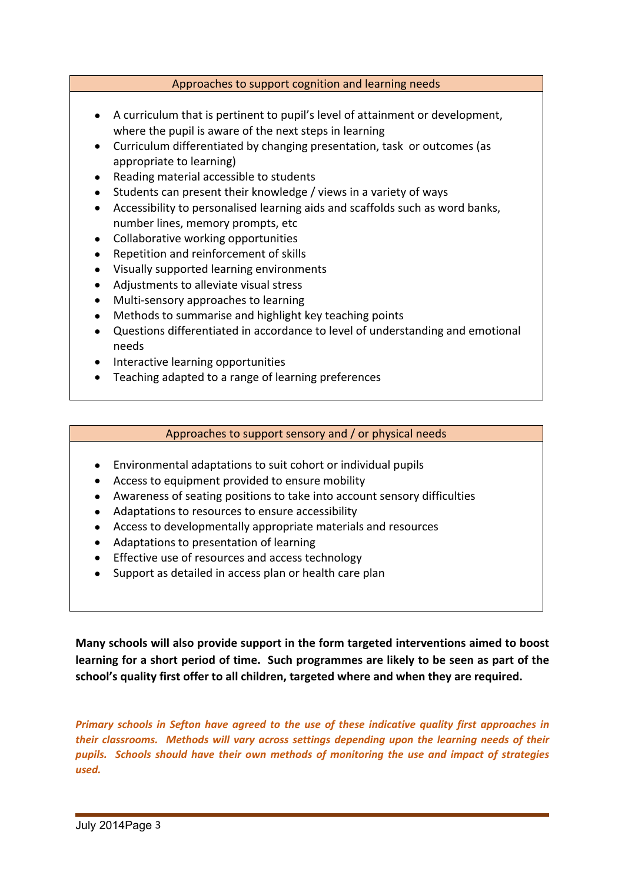## Approaches to support cognition and learning needs

- A curriculum that is pertinent to pupil's level of attainment or development, where the pupil is aware of the next steps in learning
- Curriculum differentiated by changing presentation, task or outcomes (as appropriate to learning)
- Reading material accessible to students
- Students can present their knowledge / views in a variety of ways
- Accessibility to personalised learning aids and scaffolds such as word banks, number lines, memory prompts, etc
- Collaborative working opportunities
- Repetition and reinforcement of skills
- Visually supported learning environments
- Adjustments to alleviate visual stress
- Multi-sensory approaches to learning
- Methods to summarise and highlight key teaching points
- Questions differentiated in accordance to level of understanding and emotional needs
- Interactive learning opportunities
- Teaching adapted to a range of learning preferences

## Approaches to support sensory and / or physical needs

- Environmental adaptations to suit cohort or individual pupils
- Access to equipment provided to ensure mobility
- Awareness of seating positions to take into account sensory difficulties
- Adaptations to resources to ensure accessibility
- Access to developmentally appropriate materials and resources
- Adaptations to presentation of learning
- Effective use of resources and access technology
- Support as detailed in access plan or health care plan

**Many schools will also provide support in the form targeted interventions aimed to boost learning for a short period of time. Such programmes are likely to be seen as part of the school's quality first offer to all children, targeted where and when they are required.**

***Primary schools in Sefton have agreed to the use of these indicative quality first approaches in their classrooms. Methods will vary across settings depending upon the learning needs of their pupils. Schools should have their own methods of monitoring the use and impact of strategies used.***